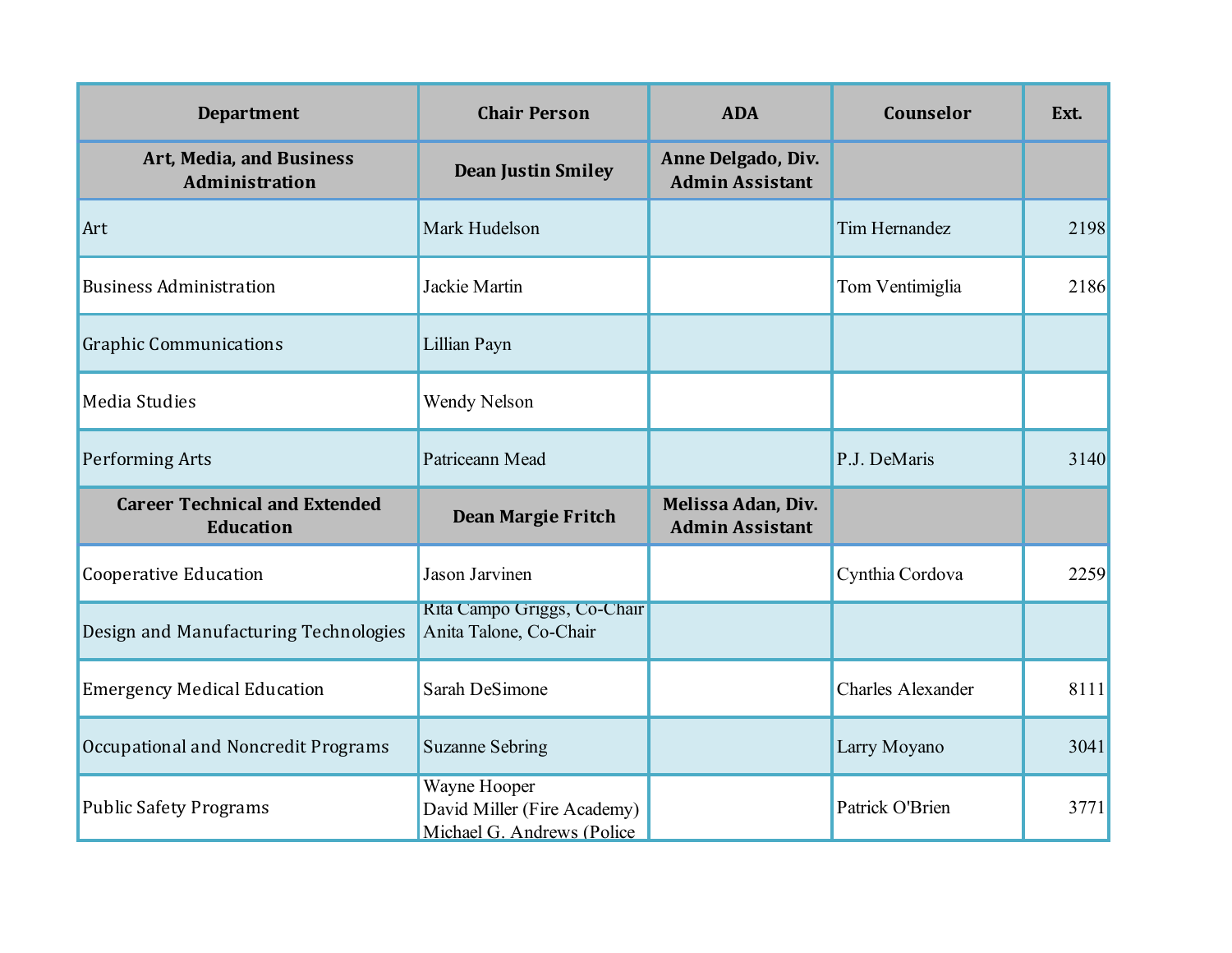| Department | Chair Person | ADA | Counselor | Ext. |
|---|---|---|---|---|
| **Art, Media, and Business Administration** | **Dean Justin Smiley** | **Anne Delgado, Div. Admin Assistant** | | |
| Art | Mark Hudelson | | Tim Hernandez | 2198 |
| Business Administration | Jackie Martin | | Tom Ventimiglia | 2186 |
| Graphic Communications | Lillian Payn | | | |
| Media Studies | Wendy Nelson | | | |
| Performing Arts | Patriceann Mead | | P.J. DeMaris | 3140 |
| **Career Technical and Extended Education** | **Dean Margie Fritch** | **Melissa Adan, Div. Admin Assistant** | | |
| Cooperative Education | Jason Jarvinen | | Cynthia Cordova | 2259 |
| Design and Manufacturing Technologies | Rita Campo Griggs, Co-Chair<br>Anita Talone, Co-Chair | | | |
| Emergency Medical Education | Sarah DeSimone | | Charles Alexander | 8111 |
| Occupational and Noncredit Programs | Suzanne Sebring | | Larry Moyano | 3041 |
| Public Safety Programs | Wayne Hooper<br>David Miller (Fire Academy)<br>Michael G. Andrews (Police | | Patrick O'Brien | 3771 |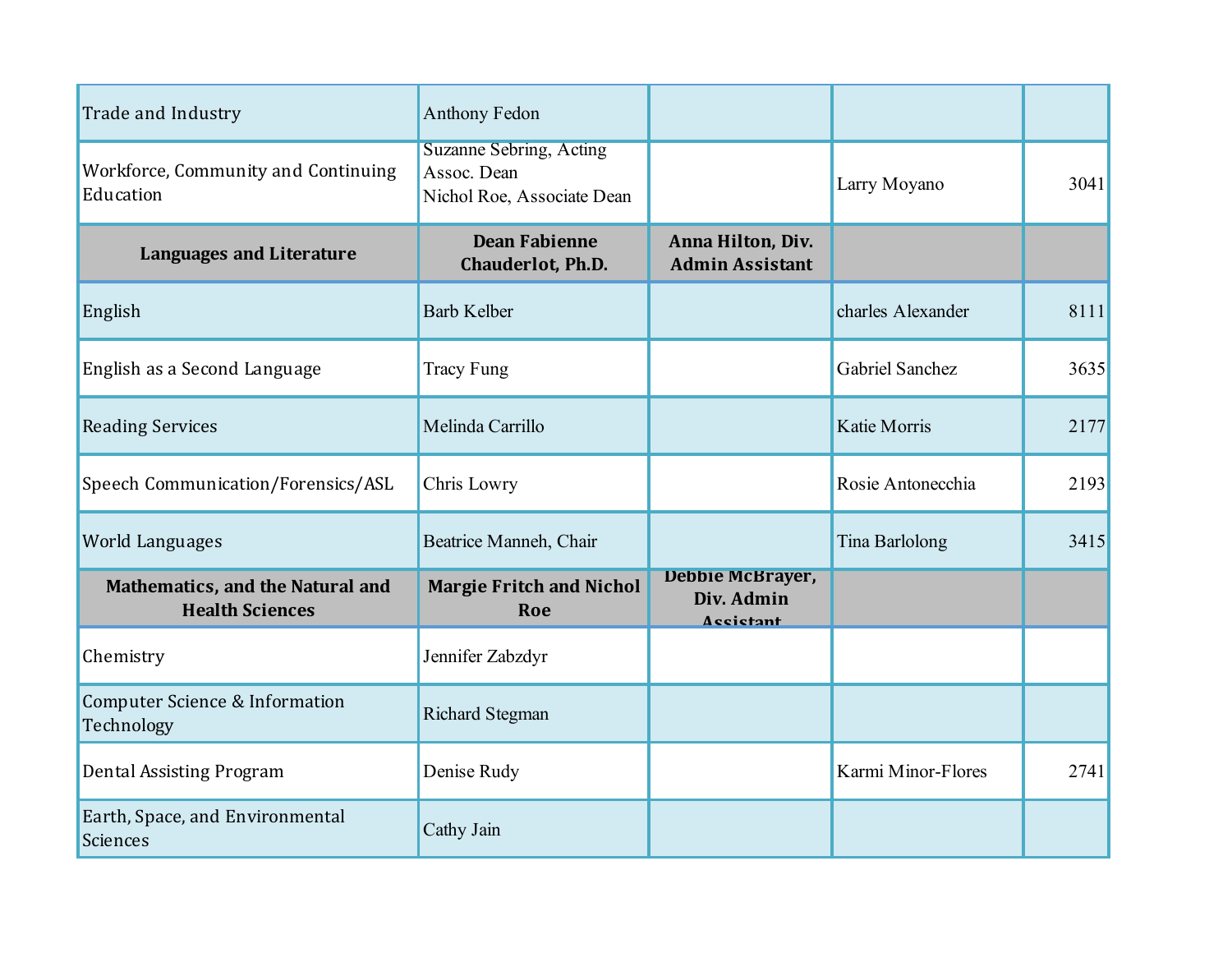| | | | | |
|---|---|---|---|---|
| Trade and Industry | Anthony Fedon | | | |
| Workforce, Community and Continuing Education | Suzanne Sebring, Acting Assoc. Dean<br>Nichol Roe, Associate Dean | | Larry Moyano | 3041 |
| **Languages and Literature** | **Dean Fabienne Chauderlot, Ph.D.** | **Anna Hilton, Div. Admin Assistant** | | |
| English | Barb Kelber | | charles Alexander | 8111 |
| English as a Second Language | Tracy Fung | | Gabriel Sanchez | 3635 |
| Reading Services | Melinda Carrillo | | Katie Morris | 2177 |
| Speech Communication/Forensics/ASL | Chris Lowry | | Rosie Antonecchia | 2193 |
| World Languages | Beatrice Manneh, Chair | | Tina Barlolong | 3415 |
| **Mathematics, and the Natural and Health Sciences** | **Margie Fritch and Nichol Roe** | **Debbie McBrayer, Div. Admin Assistant** | | |
| Chemistry | Jennifer Zabzdyr | | | |
| Computer Science & Information Technology | Richard Stegman | | | |
| Dental Assisting Program | Denise Rudy | | Karmi Minor-Flores | 2741 |
| Earth, Space, and Environmental Sciences | Cathy Jain | | | |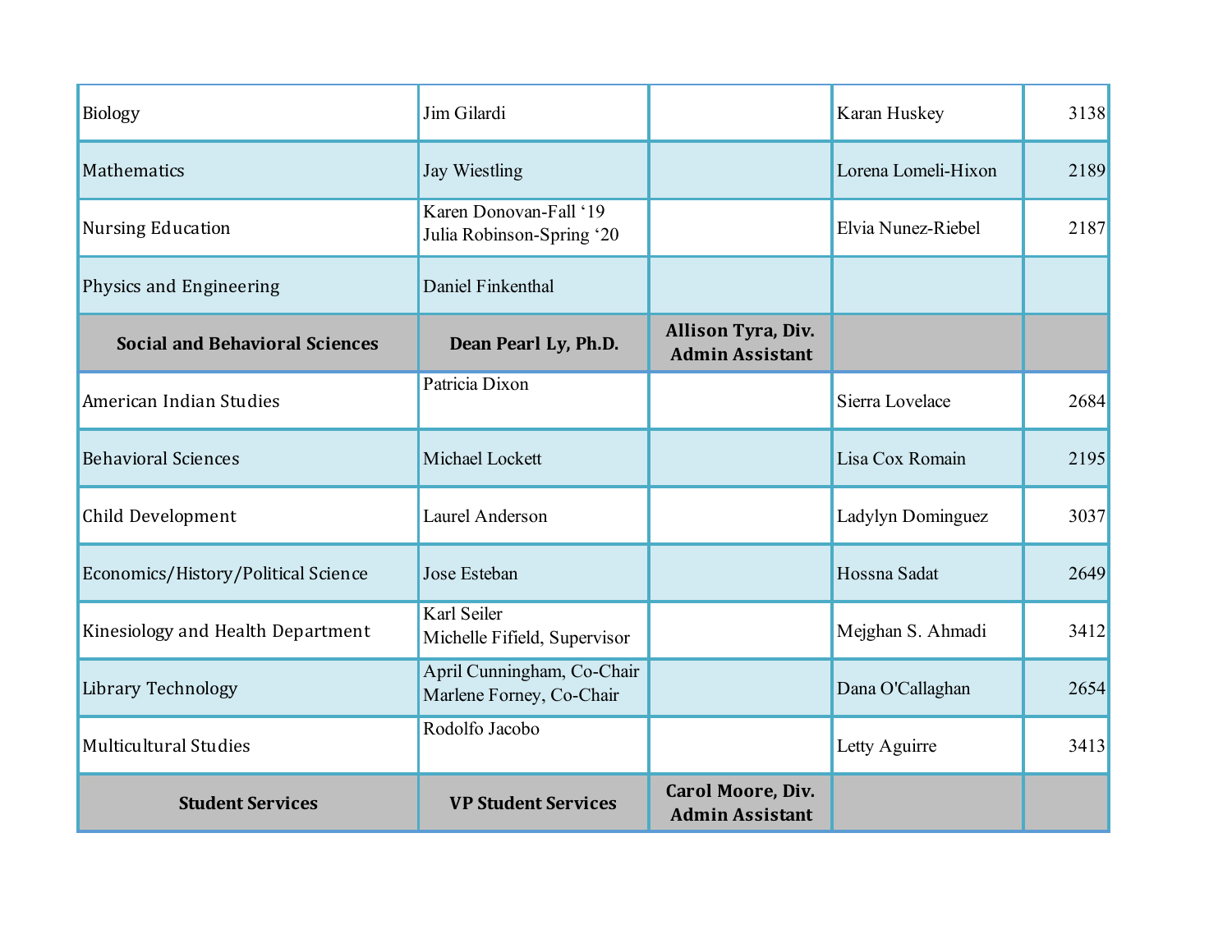| | | | | |
|---|---|---|---|---|
| Biology | Jim Gilardi | | Karan Huskey | 3138 |
| Mathematics | Jay Wiestling | | Lorena Lomeli-Hixon | 2189 |
| Nursing Education | Karen Donovan-Fall '19<br>Julia Robinson-Spring '20 | | Elvia Nunez-Riebel | 2187 |
| Physics and Engineering | Daniel Finkenthal | | | |
| **Social and Behavioral Sciences** | **Dean Pearl Ly, Ph.D.** | **Allison Tyra, Div. Admin Assistant** | | |
| American Indian Studies | Patricia Dixon | | Sierra Lovelace | 2684 |
| Behavioral Sciences | Michael Lockett | | Lisa Cox Romain | 2195 |
| Child Development | Laurel Anderson | | Ladylyn Dominguez | 3037 |
| Economics/History/Political Science | Jose Esteban | | Hossna Sadat | 2649 |
| Kinesiology and Health Department | Karl Seiler<br>Michelle Fifield, Supervisor | | Mejghan S. Ahmadi | 3412 |
| Library Technology | April Cunningham, Co-Chair<br>Marlene Forney, Co-Chair | | Dana O'Callaghan | 2654 |
| Multicultural Studies | Rodolfo Jacobo | | Letty Aguirre | 3413 |
| **Student Services** | **VP Student Services** | **Carol Moore, Div. Admin Assistant** | | |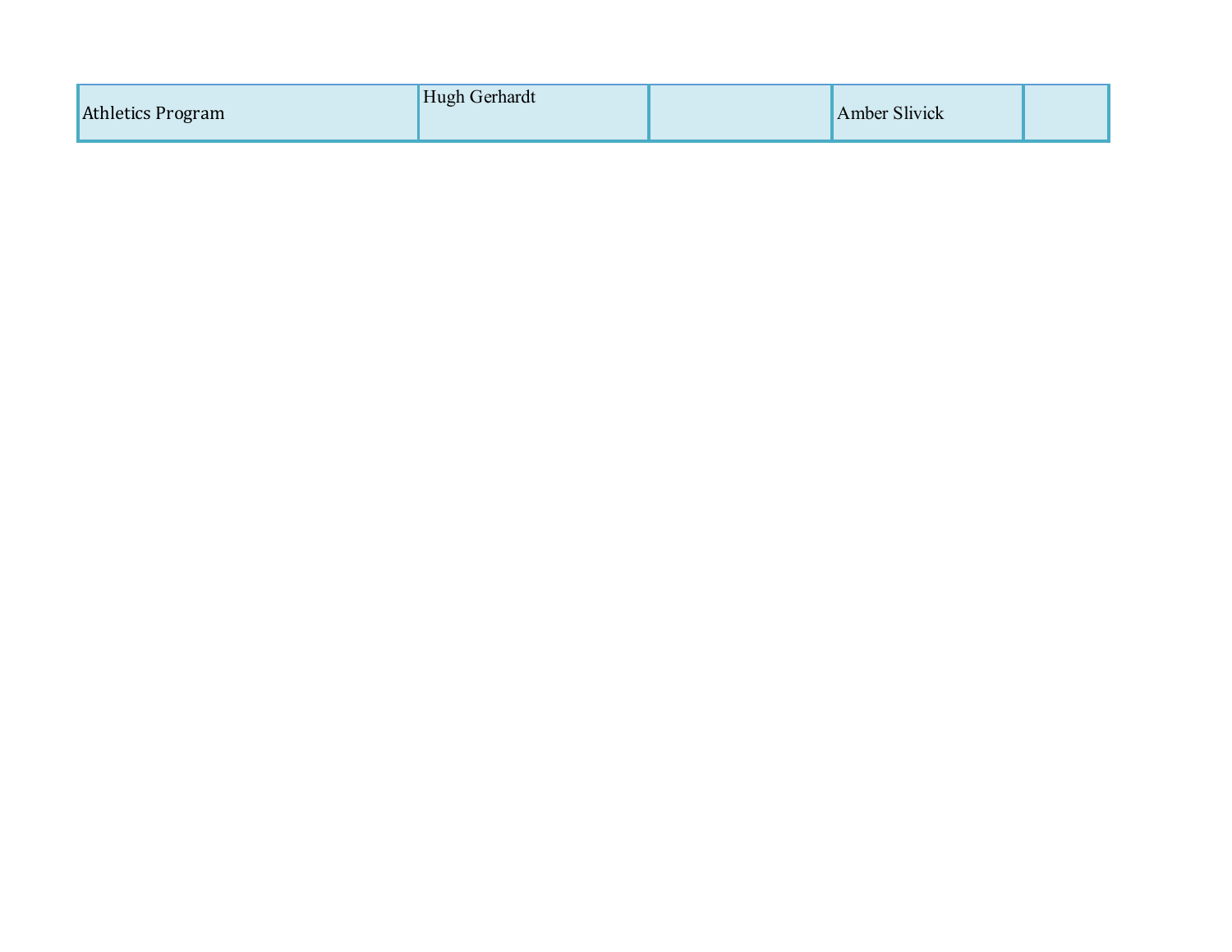| | | | | |
|---|---|---|---|---|
| Athletics Program | Hugh Gerhardt | | Amber Slivick | |